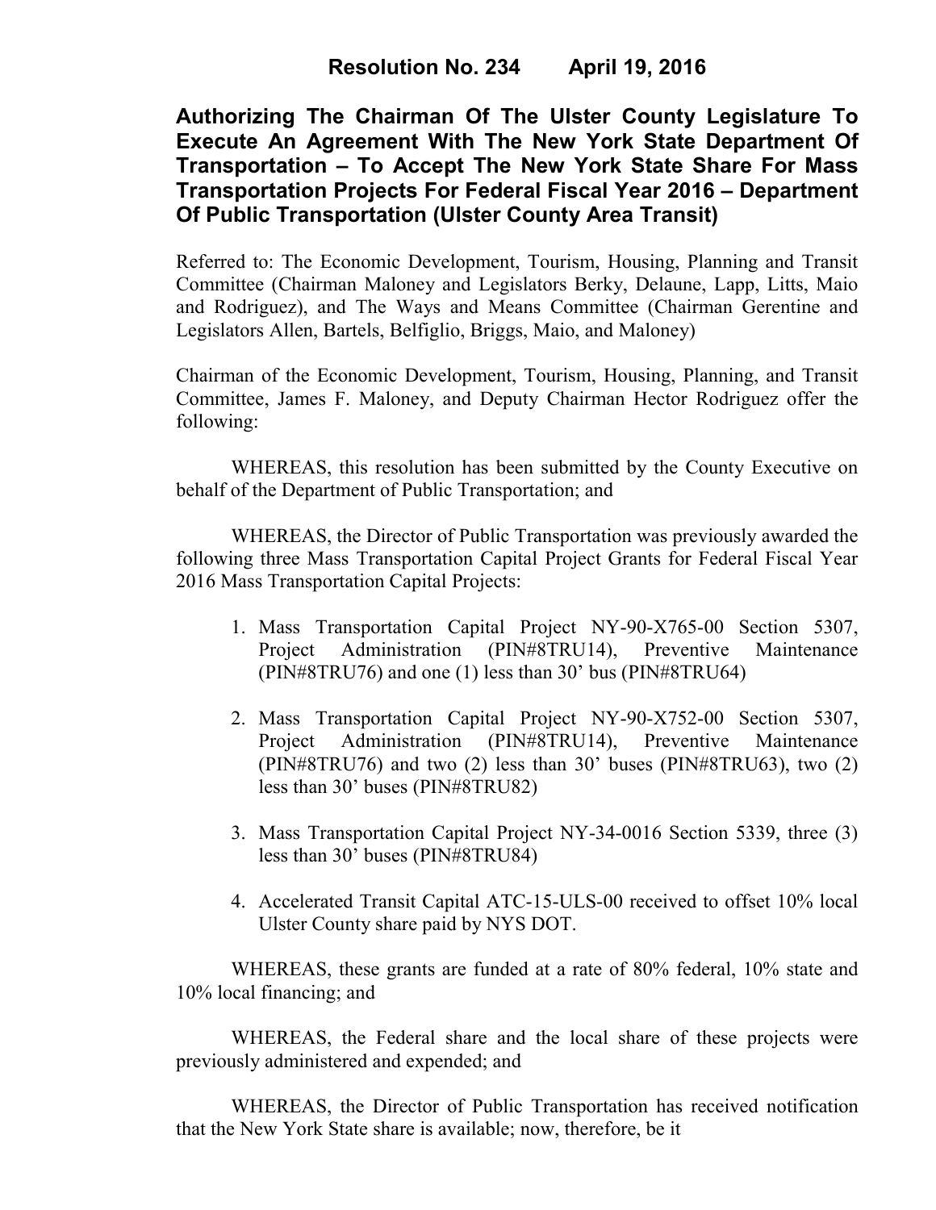# Resolution No. 234 April 19, 2016

## Authorizing The Chairman Of The Ulster County Legislature To Execute An Agreement With The New York State Department Of Transportation – To Accept The New York State Share For Mass Transportation Projects For Federal Fiscal Year 2016 – Department Of Public Transportation (Ulster County Area Transit)

Referred to: The Economic Development, Tourism, Housing, Planning and Transit Committee (Chairman Maloney and Legislators Berky, Delaune, Lapp, Litts, Maio and Rodriguez), and The Ways and Means Committee (Chairman Gerentine and Legislators Allen, Bartels, Belfiglio, Briggs, Maio, and Maloney)

Chairman of the Economic Development, Tourism, Housing, Planning, and Transit Committee, James F. Maloney, and Deputy Chairman Hector Rodriguez offer the following:

WHEREAS, this resolution has been submitted by the County Executive on behalf of the Department of Public Transportation; and

WHEREAS, the Director of Public Transportation was previously awarded the following three Mass Transportation Capital Project Grants for Federal Fiscal Year 2016 Mass Transportation Capital Projects:

1. Mass Transportation Capital Project NY-90-X765-00 Section 5307, Project Administration (PIN#8TRU14), Preventive Maintenance (PIN#8TRU76) and one (1) less than 30' bus (PIN#8TRU64)
2. Mass Transportation Capital Project NY-90-X752-00 Section 5307, Project Administration (PIN#8TRU14), Preventive Maintenance (PIN#8TRU76) and two (2) less than 30' buses (PIN#8TRU63), two (2) less than 30' buses (PIN#8TRU82)
3. Mass Transportation Capital Project NY-34-0016 Section 5339, three (3) less than 30' buses (PIN#8TRU84)
4. Accelerated Transit Capital ATC-15-ULS-00 received to offset 10% local Ulster County share paid by NYS DOT.

WHEREAS, these grants are funded at a rate of 80% federal, 10% state and 10% local financing; and

WHEREAS, the Federal share and the local share of these projects were previously administered and expended; and

WHEREAS, the Director of Public Transportation has received notification that the New York State share is available; now, therefore, be it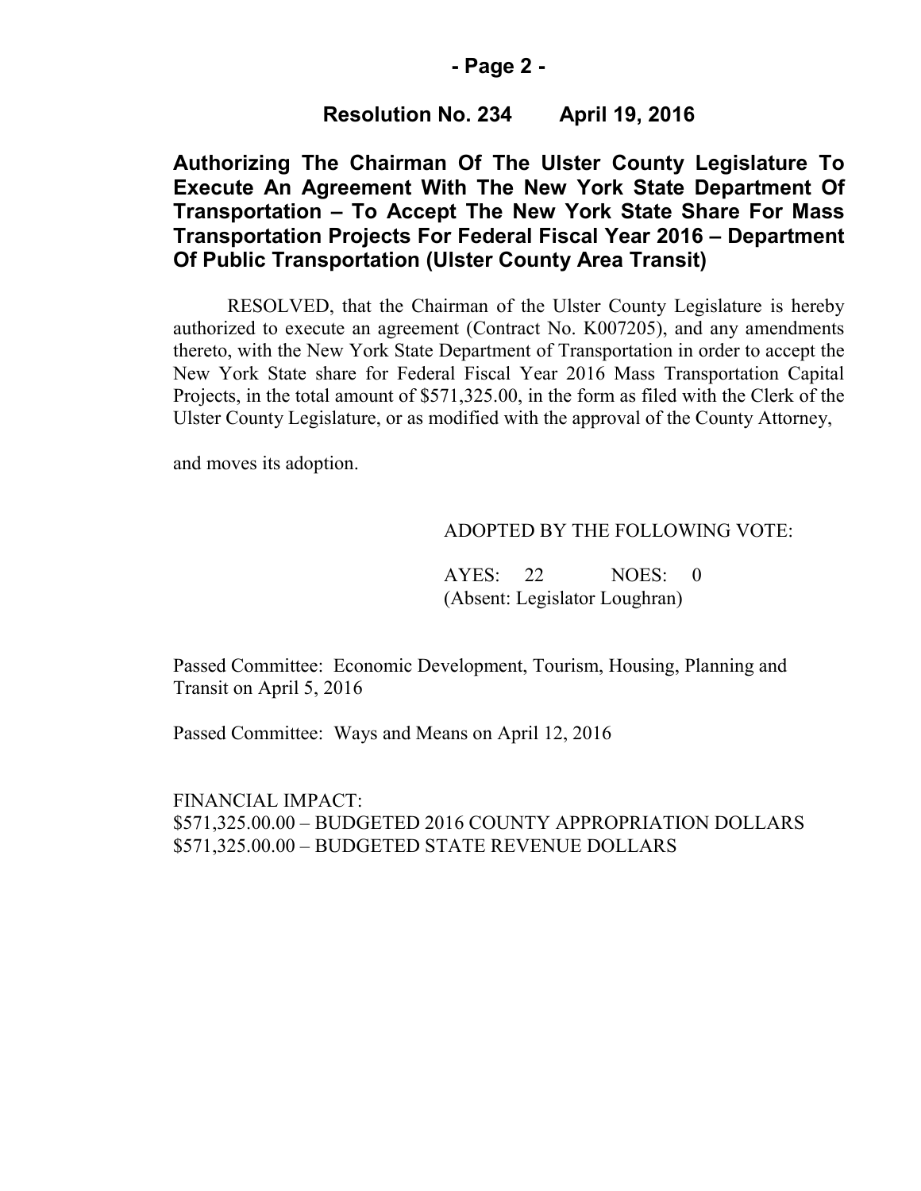## Resolution No. 234 April 19, 2016

**Authorizing The Chairman Of The Ulster County Legislature To Execute An Agreement With The New York State Department Of Transportation – To Accept The New York State Share For Mass Transportation Projects For Federal Fiscal Year 2016 – Department Of Public Transportation (Ulster County Area Transit)**

RESOLVED, that the Chairman of the Ulster County Legislature is hereby authorized to execute an agreement (Contract No. K007205), and any amendments thereto, with the New York State Department of Transportation in order to accept the New York State share for Federal Fiscal Year 2016 Mass Transportation Capital Projects, in the total amount of $571,325.00, in the form as filed with the Clerk of the Ulster County Legislature, or as modified with the approval of the County Attorney,

and moves its adoption.

ADOPTED BY THE FOLLOWING VOTE:

AYES: 22 NOES: 0
(Absent: Legislator Loughran)

Passed Committee: Economic Development, Tourism, Housing, Planning and Transit on April 5, 2016

Passed Committee: Ways and Means on April 12, 2016

FINANCIAL IMPACT:
$571,325.00.00 – BUDGETED 2016 COUNTY APPROPRIATION DOLLARS
$571,325.00.00 – BUDGETED STATE REVENUE DOLLARS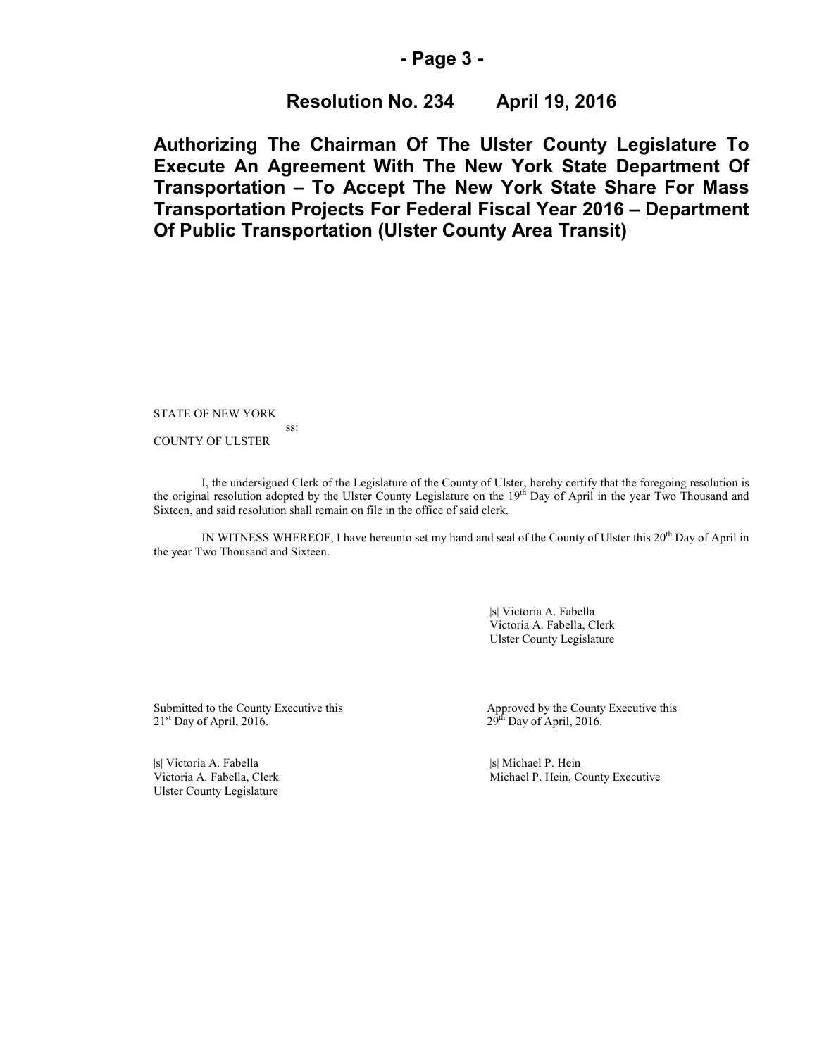# Resolution No. 234 April 19, 2016

## Authorizing The Chairman Of The Ulster County Legislature To Execute An Agreement With The New York State Department Of Transportation – To Accept The New York State Share For Mass Transportation Projects For Federal Fiscal Year 2016 – Department Of Public Transportation (Ulster County Area Transit)

STATE OF NEW YORK
ss:
COUNTY OF ULSTER

I, the undersigned Clerk of the Legislature of the County of Ulster, hereby certify that the foregoing resolution is the original resolution adopted by the Ulster County Legislature on the 19th Day of April in the year Two Thousand and Sixteen, and said resolution shall remain on file in the office of said clerk.

IN WITNESS WHEREOF, I have hereunto set my hand and seal of the County of Ulster this 20th Day of April in the year Two Thousand and Sixteen.

|s| Victoria A. Fabella
Victoria A. Fabella, Clerk
Ulster County Legislature

Submitted to the County Executive this
21st Day of April, 2016.

|s| Victoria A. Fabella
Victoria A. Fabella, Clerk
Ulster County Legislature

Approved by the County Executive this
29th Day of April, 2016.

|s| Michael P. Hein
Michael P. Hein, County Executive